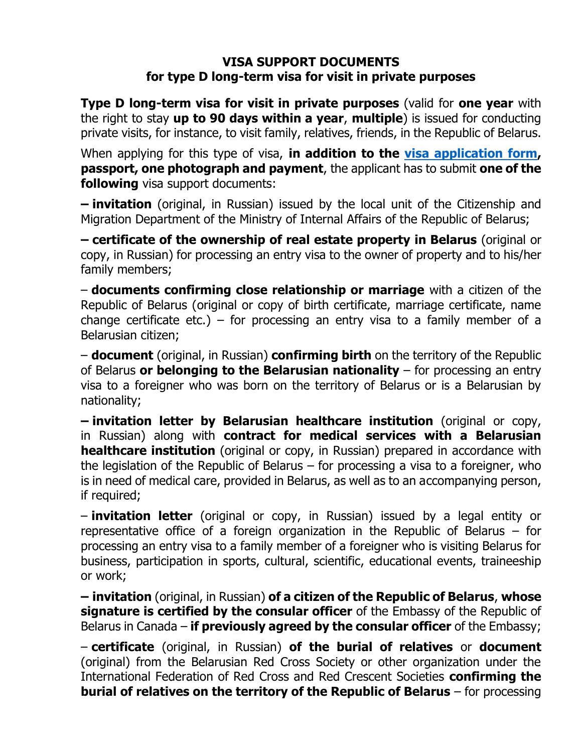# VISA SUPPORT DOCUMENTS
## for type D long-term visa for visit in private purposes

**Type D long-term visa for visit in private purposes** (valid for **one year** with the right to stay **up to 90 days within a year**, **multiple**) is issued for conducting private visits, for instance, to visit family, relatives, friends, in the Republic of Belarus.

When applying for this type of visa, **in addition to the visa application form, passport, one photograph and payment**, the applicant has to submit **one of the following** visa support documents:

**– invitation** (original, in Russian) issued by the local unit of the Citizenship and Migration Department of the Ministry of Internal Affairs of the Republic of Belarus;

**– certificate of the ownership of real estate property in Belarus** (original or copy, in Russian) for processing an entry visa to the owner of property and to his/her family members;

– **documents confirming close relationship or marriage** with a citizen of the Republic of Belarus (original or copy of birth certificate, marriage certificate, name change certificate etc.) – for processing an entry visa to a family member of a Belarusian citizen;

– **document** (original, in Russian) **confirming birth** on the territory of the Republic of Belarus **or belonging to the Belarusian nationality** – for processing an entry visa to a foreigner who was born on the territory of Belarus or is a Belarusian by nationality;

**– invitation letter by Belarusian healthcare institution** (original or copy, in Russian) along with **contract for medical services with a Belarusian healthcare institution** (original or copy, in Russian) prepared in accordance with the legislation of the Republic of Belarus – for processing a visa to a foreigner, who is in need of medical care, provided in Belarus, as well as to an accompanying person, if required;

– **invitation letter** (original or copy, in Russian) issued by a legal entity or representative office of a foreign organization in the Republic of Belarus – for processing an entry visa to a family member of a foreigner who is visiting Belarus for business, participation in sports, cultural, scientific, educational events, traineeship or work;

**– invitation** (original, in Russian) **of a citizen of the Republic of Belarus**, **whose signature is certified by the consular officer** of the Embassy of the Republic of Belarus in Canada – **if previously agreed by the consular officer** of the Embassy;

– **certificate** (original, in Russian) **of the burial of relatives** or **document** (original) from the Belarusian Red Cross Society or other organization under the International Federation of Red Cross and Red Crescent Societies **confirming the burial of relatives on the territory of the Republic of Belarus** – for processing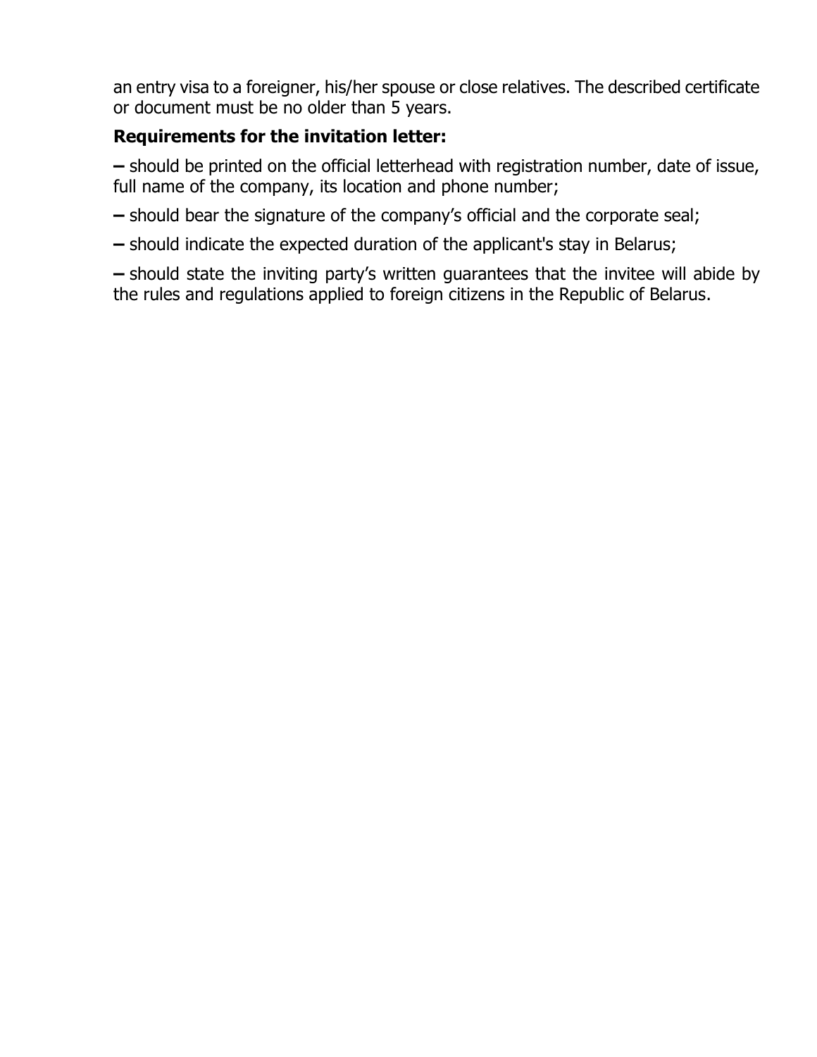an entry visa to a foreigner, his/her spouse or close relatives. The described certificate or document must be no older than 5 years.

**Requirements for the invitation letter:**

**–** should be printed on the official letterhead with registration number, date of issue, full name of the company, its location and phone number;

**–** should bear the signature of the company's official and the corporate seal;

**–** should indicate the expected duration of the applicant's stay in Belarus;

**–** should state the inviting party's written guarantees that the invitee will abide by the rules and regulations applied to foreign citizens in the Republic of Belarus.